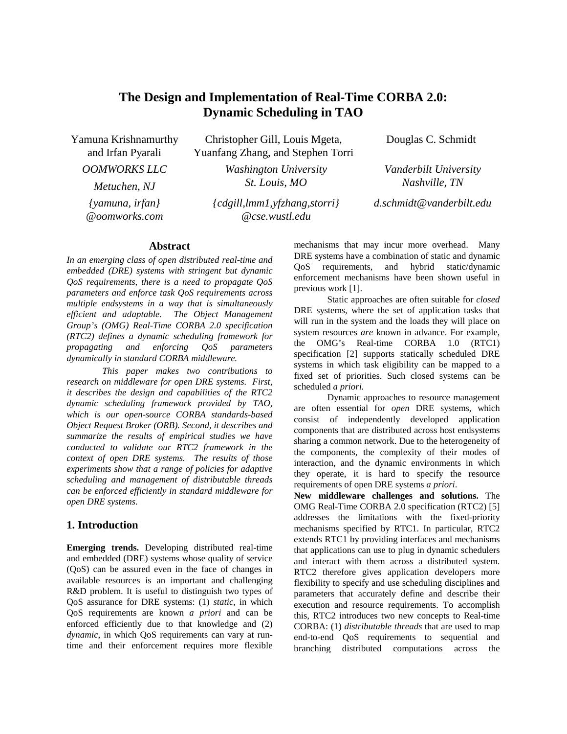# The Design and Implementation of Real-Time CORBA 2.0: Dynamic Scheduling in TAO

Yamuna Krishnamurthy and Irfan Pyarali
*OOMWORKS LLC*
*Metuchen, NJ*
*{yamuna, irfan}@oomworks.com*

Christopher Gill, Louis Mgeta, Yuanfang Zhang, and Stephen Torri
*Washington University*
*St. Louis, MO*
*{cdgill,lmm1,yfzhang,storri}@cse.wustl.edu*

Douglas C. Schmidt
*Vanderbilt University*
*Nashville, TN*
*d.schmidt@vanderbilt.edu*

## Abstract

*In an emerging class of open distributed real-time and embedded (DRE) systems with stringent but dynamic QoS requirements, there is a need to propagate QoS parameters and enforce task QoS requirements across multiple endsystems in a way that is simultaneously efficient and adaptable. The Object Management Group's (OMG) Real-Time CORBA 2.0 specification (RTC2) defines a dynamic scheduling framework for propagating and enforcing QoS parameters dynamically in standard CORBA middleware.*

*This paper makes two contributions to research on middleware for open DRE systems. First, it describes the design and capabilities of the RTC2 dynamic scheduling framework provided by TAO, which is our open-source CORBA standards-based Object Request Broker (ORB). Second, it describes and summarize the results of empirical studies we have conducted to validate our RTC2 framework in the context of open DRE systems. The results of those experiments show that a range of policies for adaptive scheduling and management of distributable threads can be enforced efficiently in standard middleware for open DRE systems.*

## 1. Introduction

**Emerging trends.** Developing distributed real-time and embedded (DRE) systems whose quality of service (QoS) can be assured even in the face of changes in available resources is an important and challenging R&D problem. It is useful to distinguish two types of QoS assurance for DRE systems: (1) *static*, in which QoS requirements are known *a priori* and can be enforced efficiently due to that knowledge and (2) *dynamic*, in which QoS requirements can vary at run-time and their enforcement requires more flexible mechanisms that may incur more overhead. Many DRE systems have a combination of static and dynamic QoS requirements, and hybrid static/dynamic enforcement mechanisms have been shown useful in previous work [1].

Static approaches are often suitable for *closed* DRE systems, where the set of application tasks that will run in the system and the loads they will place on system resources *are* known in advance. For example, the OMG's Real-time CORBA 1.0 (RTC1) specification [2] supports statically scheduled DRE systems in which task eligibility can be mapped to a fixed set of priorities. Such closed systems can be scheduled *a priori.*

Dynamic approaches to resource management are often essential for *open* DRE systems, which consist of independently developed application components that are distributed across host endsystems sharing a common network. Due to the heterogeneity of the components, the complexity of their modes of interaction, and the dynamic environments in which they operate, it is hard to specify the resource requirements of open DRE systems *a priori*.

**New middleware challenges and solutions.** The OMG Real-Time CORBA 2.0 specification (RTC2) [5] addresses the limitations with the fixed-priority mechanisms specified by RTC1. In particular, RTC2 extends RTC1 by providing interfaces and mechanisms that applications can use to plug in dynamic schedulers and interact with them across a distributed system. RTC2 therefore gives application developers more flexibility to specify and use scheduling disciplines and parameters that accurately define and describe their execution and resource requirements. To accomplish this, RTC2 introduces two new concepts to Real-time CORBA: (1) *distributable threads* that are used to map end-to-end QoS requirements to sequential and branching distributed computations across the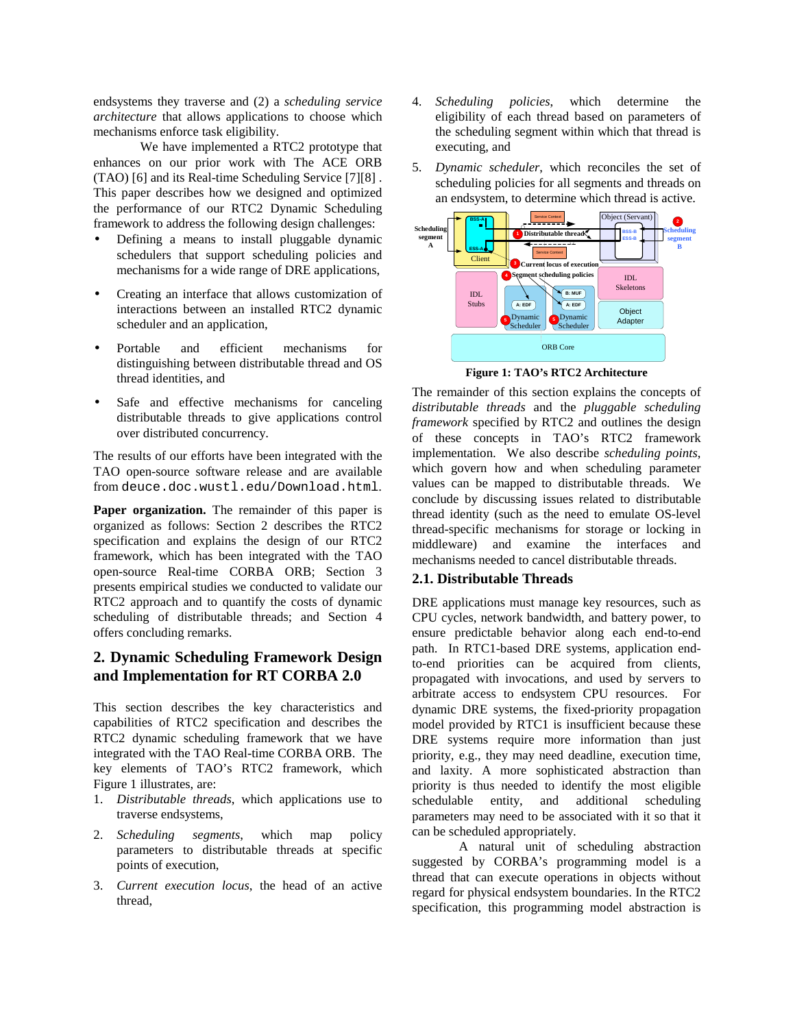endsystems they traverse and (2) a *scheduling service architecture* that allows applications to choose which mechanisms enforce task eligibility.

We have implemented a RTC2 prototype that enhances on our prior work with The ACE ORB (TAO) [6] and its Real-time Scheduling Service [7][8] . This paper describes how we designed and optimized the performance of our RTC2 Dynamic Scheduling framework to address the following design challenges:

- Defining a means to install pluggable dynamic schedulers that support scheduling policies and mechanisms for a wide range of DRE applications,
- Creating an interface that allows customization of interactions between an installed RTC2 dynamic scheduler and an application,
- Portable and efficient mechanisms for distinguishing between distributable thread and OS thread identities, and
- Safe and effective mechanisms for canceling distributable threads to give applications control over distributed concurrency.

The results of our efforts have been integrated with the TAO open-source software release and are available from `deuce.doc.wustl.edu/Download.html`.

**Paper organization.** The remainder of this paper is organized as follows: Section 2 describes the RTC2 specification and explains the design of our RTC2 framework, which has been integrated with the TAO open-source Real-time CORBA ORB; Section 3 presents empirical studies we conducted to validate our RTC2 approach and to quantify the costs of dynamic scheduling of distributable threads; and Section 4 offers concluding remarks.

## 2. Dynamic Scheduling Framework Design and Implementation for RT CORBA 2.0

This section describes the key characteristics and capabilities of RTC2 specification and describes the RTC2 dynamic scheduling framework that we have integrated with the TAO Real-time CORBA ORB. The key elements of TAO's RTC2 framework, which Figure 1 illustrates, are:

1. *Distributable threads*, which applications use to traverse endsystems,
2. *Scheduling segments*, which map policy parameters to distributable threads at specific points of execution,
3. *Current execution locus*, the head of an active thread,
4. *Scheduling policies*, which determine the eligibility of each thread based on parameters of the scheduling segment within which that thread is executing, and
5. *Dynamic scheduler*, which reconciles the set of scheduling policies for all segments and threads on an endsystem, to determine which thread is active.

**Figure 1: TAO's RTC2 Architecture**

The remainder of this section explains the concepts of *distributable threads* and the *pluggable scheduling framework* specified by RTC2 and outlines the design of these concepts in TAO's RTC2 framework implementation. We also describe *scheduling points*, which govern how and when scheduling parameter values can be mapped to distributable threads. We conclude by discussing issues related to distributable thread identity (such as the need to emulate OS-level thread-specific mechanisms for storage or locking in middleware) and examine the interfaces and mechanisms needed to cancel distributable threads.

### 2.1. Distributable Threads

DRE applications must manage key resources, such as CPU cycles, network bandwidth, and battery power, to ensure predictable behavior along each end-to-end path. In RTC1-based DRE systems, application end-to-end priorities can be acquired from clients, propagated with invocations, and used by servers to arbitrate access to endsystem CPU resources. For dynamic DRE systems, the fixed-priority propagation model provided by RTC1 is insufficient because these DRE systems require more information than just priority, e.g., they may need deadline, execution time, and laxity. A more sophisticated abstraction than priority is thus needed to identify the most eligible schedulable entity, and additional scheduling parameters may need to be associated with it so that it can be scheduled appropriately.

A natural unit of scheduling abstraction suggested by CORBA's programming model is a thread that can execute operations in objects without regard for physical endsystem boundaries. In the RTC2 specification, this programming model abstraction is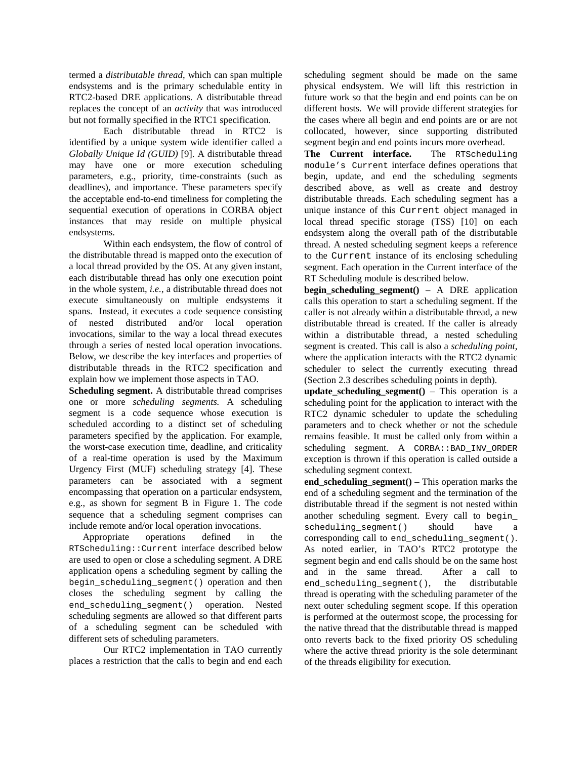termed a *distributable thread*, which can span multiple endsystems and is the primary schedulable entity in RTC2-based DRE applications. A distributable thread replaces the concept of an *activity* that was introduced but not formally specified in the RTC1 specification.

Each distributable thread in RTC2 is identified by a unique system wide identifier called a *Globally Unique Id (GUID)* [9]. A distributable thread may have one or more execution scheduling parameters, e.g., priority, time-constraints (such as deadlines), and importance. These parameters specify the acceptable end-to-end timeliness for completing the sequential execution of operations in CORBA object instances that may reside on multiple physical endsystems.

Within each endsystem, the flow of control of the distributable thread is mapped onto the execution of a local thread provided by the OS. At any given instant, each distributable thread has only one execution point in the whole system, *i.e.*, a distributable thread does not execute simultaneously on multiple endsystems it spans. Instead, it executes a code sequence consisting of nested distributed and/or local operation invocations, similar to the way a local thread executes through a series of nested local operation invocations. Below, we describe the key interfaces and properties of distributable threads in the RTC2 specification and explain how we implement those aspects in TAO.

**Scheduling segment.** A distributable thread comprises one or more *scheduling segments.* A scheduling segment is a code sequence whose execution is scheduled according to a distinct set of scheduling parameters specified by the application. For example, the worst-case execution time, deadline, and criticality of a real-time operation is used by the Maximum Urgency First (MUF) scheduling strategy [4]. These parameters can be associated with a segment encompassing that operation on a particular endsystem, e.g., as shown for segment B in Figure 1. The code sequence that a scheduling segment comprises can include remote and/or local operation invocations.

Appropriate operations defined in the `RTScheduling::Current` interface described below are used to open or close a scheduling segment. A DRE application opens a scheduling segment by calling the `begin_scheduling_segment()` operation and then closes the scheduling segment by calling the `end_scheduling_segment()` operation. Nested scheduling segments are allowed so that different parts of a scheduling segment can be scheduled with different sets of scheduling parameters.

Our RTC2 implementation in TAO currently places a restriction that the calls to begin and end each scheduling segment should be made on the same physical endsystem. We will lift this restriction in future work so that the begin and end points can be on different hosts. We will provide different strategies for the cases where all begin and end points are or are not collocated, however, since supporting distributed segment begin and end points incurs more overhead.

**The Current interface.** The `RTScheduling module's Current` interface defines operations that begin, update, and end the scheduling segments described above, as well as create and destroy distributable threads. Each scheduling segment has a unique instance of this `Current` object managed in local thread specific storage (TSS) [10] on each endsystem along the overall path of the distributable thread. A nested scheduling segment keeps a reference to the `Current` instance of its enclosing scheduling segment. Each operation in the Current interface of the RT Scheduling module is described below.

**begin_scheduling_segment()** – A DRE application calls this operation to start a scheduling segment. If the caller is not already within a distributable thread, a new distributable thread is created. If the caller is already within a distributable thread, a nested scheduling segment is created. This call is also a *scheduling point*, where the application interacts with the RTC2 dynamic scheduler to select the currently executing thread (Section 2.3 describes scheduling points in depth).

**update_scheduling_segment()** – This operation is a scheduling point for the application to interact with the RTC2 dynamic scheduler to update the scheduling parameters and to check whether or not the schedule remains feasible. It must be called only from within a scheduling segment. A `CORBA::BAD_INV_ORDER` exception is thrown if this operation is called outside a scheduling segment context.

**end_scheduling_segment()** – This operation marks the end of a scheduling segment and the termination of the distributable thread if the segment is not nested within another scheduling segment. Every call to `begin_scheduling_segment()` should have a corresponding call to `end_scheduling_segment()`. As noted earlier, in TAO's RTC2 prototype the segment begin and end calls should be on the same host and in the same thread. After a call to `end_scheduling_segment()`, the distributable thread is operating with the scheduling parameter of the next outer scheduling segment scope. If this operation is performed at the outermost scope, the processing for the native thread that the distributable thread is mapped onto reverts back to the fixed priority OS scheduling where the active thread priority is the sole determinant of the threads eligibility for execution.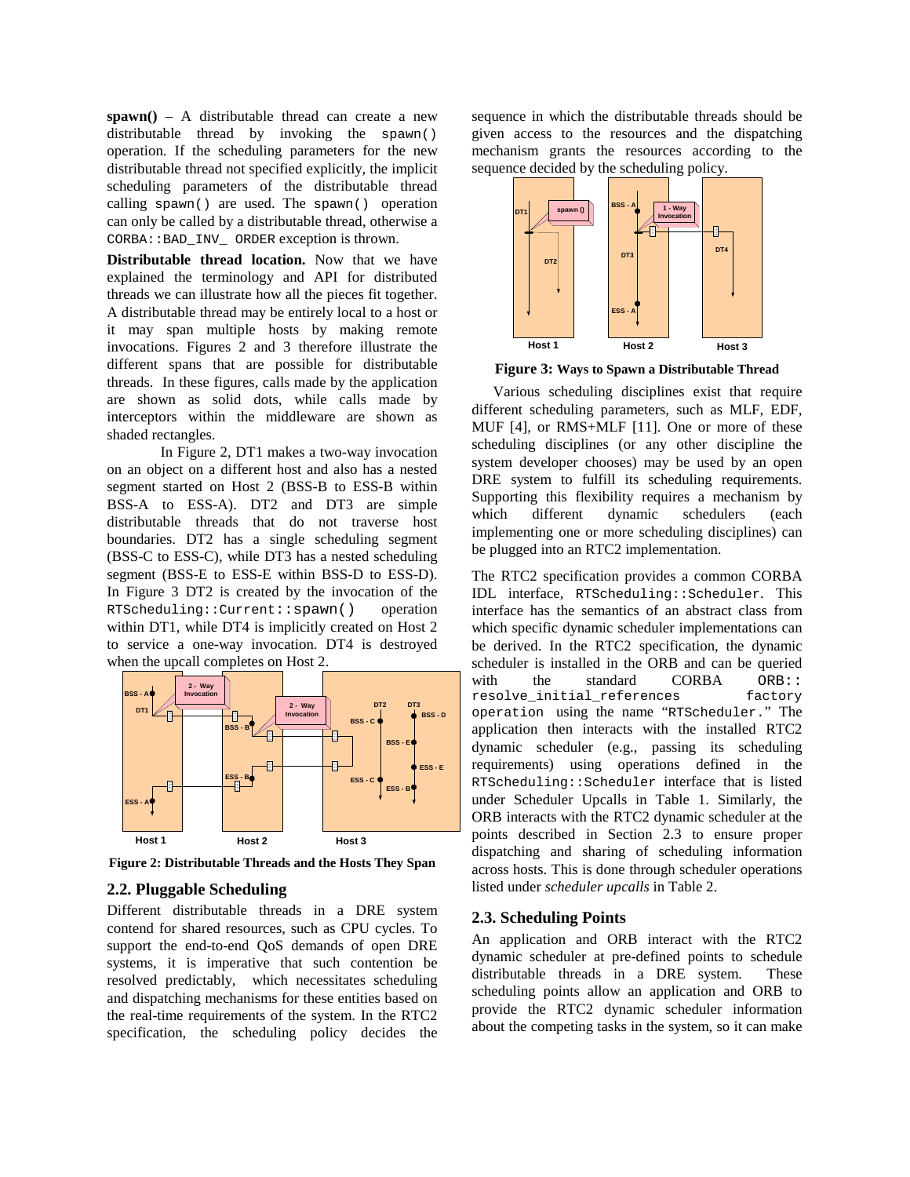**spawn()** – A distributable thread can create a new distributable thread by invoking the `spawn()` operation. If the scheduling parameters for the new distributable thread not specified explicitly, the implicit scheduling parameters of the distributable thread calling `spawn()` are used. The `spawn()` operation can only be called by a distributable thread, otherwise a `CORBA::BAD_INV_ ORDER` exception is thrown.

**Distributable thread location.** Now that we have explained the terminology and API for distributed threads we can illustrate how all the pieces fit together. A distributable thread may be entirely local to a host or it may span multiple hosts by making remote invocations. Figures 2 and 3 therefore illustrate the different spans that are possible for distributable threads. In these figures, calls made by the application are shown as solid dots, while calls made by interceptors within the middleware are shown as shaded rectangles.

In Figure 2, DT1 makes a two-way invocation on an object on a different host and also has a nested segment started on Host 2 (BSS-B to ESS-B within BSS-A to ESS-A). DT2 and DT3 are simple distributable threads that do not traverse host boundaries. DT2 has a single scheduling segment (BSS-C to ESS-C), while DT3 has a nested scheduling segment (BSS-E to ESS-E within BSS-D to ESS-D). In Figure 3 DT2 is created by the invocation of the `RTScheduling::Current::spawn()` operation within DT1, while DT4 is implicitly created on Host 2 to service a one-way invocation. DT4 is destroyed when the upcall completes on Host 2.

**Figure 2: Distributable Threads and the Hosts They Span**

## 2.2. Pluggable Scheduling

Different distributable threads in a DRE system contend for shared resources, such as CPU cycles. To support the end-to-end QoS demands of open DRE systems, it is imperative that such contention be resolved predictably, which necessitates scheduling and dispatching mechanisms for these entities based on the real-time requirements of the system. In the RTC2 specification, the scheduling policy decides the sequence in which the distributable threads should be given access to the resources and the dispatching mechanism grants the resources according to the sequence decided by the scheduling policy.

**Figure 3: Ways to Spawn a Distributable Thread**

Various scheduling disciplines exist that require different scheduling parameters, such as MLF, EDF, MUF [4], or RMS+MLF [11]. One or more of these scheduling disciplines (or any other discipline the system developer chooses) may be used by an open DRE system to fulfill its scheduling requirements. Supporting this flexibility requires a mechanism by which different dynamic schedulers (each implementing one or more scheduling disciplines) can be plugged into an RTC2 implementation.

The RTC2 specification provides a common CORBA IDL interface, `RTScheduling::Scheduler`. This interface has the semantics of an abstract class from which specific dynamic scheduler implementations can be derived. In the RTC2 specification, the dynamic scheduler is installed in the ORB and can be queried with the standard CORBA `ORB::resolve_initial_references` factory operation using the name "`RTScheduler`." The application then interacts with the installed RTC2 dynamic scheduler (e.g., passing its scheduling requirements) using operations defined in the `RTScheduling::Scheduler` interface that is listed under Scheduler Upcalls in Table 1. Similarly, the ORB interacts with the RTC2 dynamic scheduler at the points described in Section 2.3 to ensure proper dispatching and sharing of scheduling information across hosts. This is done through scheduler operations listed under *scheduler upcalls* in Table 2.

## 2.3. Scheduling Points

An application and ORB interact with the RTC2 dynamic scheduler at pre-defined points to schedule distributable threads in a DRE system. These scheduling points allow an application and ORB to provide the RTC2 dynamic scheduler information about the competing tasks in the system, so it can make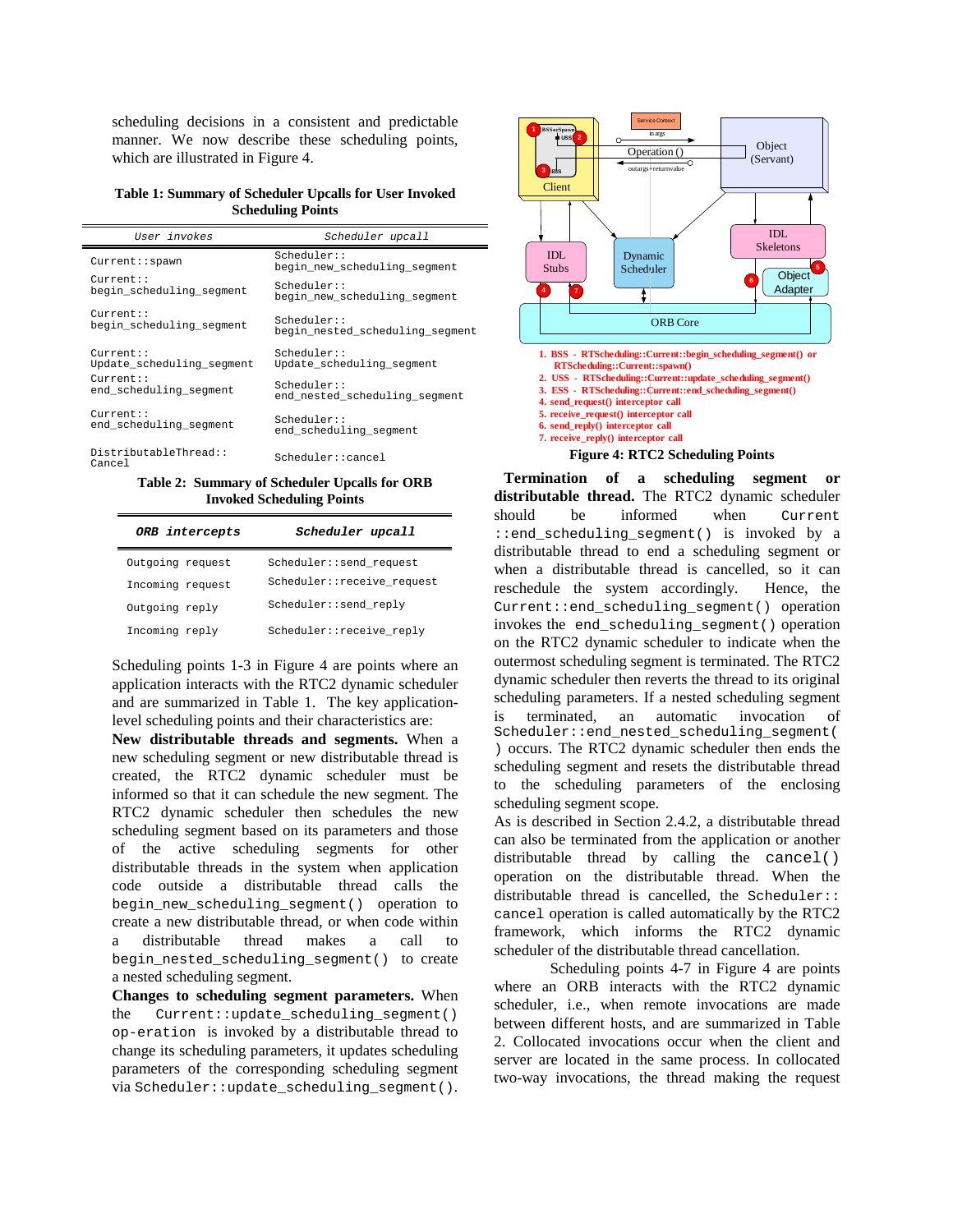scheduling decisions in a consistent and predictable manner. We now describe these scheduling points, which are illustrated in Figure 4.

**Table 1: Summary of Scheduler Upcalls for User Invoked Scheduling Points**

| *User invokes* | *Scheduler upcall* |
|---|---|
| `Current::spawn` | `Scheduler::begin_new_scheduling_segment` |
| `Current::begin_scheduling_segment` | `Scheduler::begin_new_scheduling_segment` |
| `Current::begin_scheduling_segment` | `Scheduler::begin_nested_scheduling_segment` |
| `Current::Update_scheduling_segment` | `Scheduler::Update_scheduling_segment` |
| `Current::end_scheduling_segment` | `Scheduler::end_nested_scheduling_segment` |
| `Current::end_scheduling_segment` | `Scheduler::end_scheduling_segment` |
| `DistributableThread::Cancel` | `Scheduler::cancel` |

**Table 2: Summary of Scheduler Upcalls for ORB Invoked Scheduling Points**

| ***ORB intercepts*** | ***Scheduler upcall*** |
|---|---|
| `Outgoing request` | `Scheduler::send_request` |
| `Incoming request` | `Scheduler::receive_request` |
| `Outgoing reply` | `Scheduler::send_reply` |
| `Incoming reply` | `Scheduler::receive_reply` |

Scheduling points 1-3 in Figure 4 are points where an application interacts with the RTC2 dynamic scheduler and are summarized in Table 1. The key application-level scheduling points and their characteristics are:

**New distributable threads and segments.** When a new scheduling segment or new distributable thread is created, the RTC2 dynamic scheduler must be informed so that it can schedule the new segment. The RTC2 dynamic scheduler then schedules the new scheduling segment based on its parameters and those of the active scheduling segments for other distributable threads in the system when application code outside a distributable thread calls the `begin_new_scheduling_segment()` operation to create a new distributable thread, or when code within a distributable thread makes a call to `begin_nested_scheduling_segment()` to create a nested scheduling segment.

**Changes to scheduling segment parameters.** When the `Current::update_scheduling_segment()` `op-eration` is invoked by a distributable thread to change its scheduling parameters, it updates scheduling parameters of the corresponding scheduling segment via `Scheduler::update_scheduling_segment()`.

1. BSS - RTScheduling::Current::begin_scheduling_segment() or RTScheduling::Current::spawn()
2. USS - RTScheduling::Current::update_scheduling_segment()
3. ESS - RTScheduling::Current::end_scheduling_segment()
4. send_request() interceptor call
5. receive_request() interceptor call
6. send_reply() interceptor call
7. receive_reply() interceptor call

**Figure 4: RTC2 Scheduling Points**

**Termination of a scheduling segment or distributable thread.** The RTC2 dynamic scheduler should be informed when `Current::end_scheduling_segment()` is invoked by a distributable thread to end a scheduling segment or when a distributable thread is cancelled, so it can reschedule the system accordingly. Hence, the `Current::end_scheduling_segment()` operation invokes the `end_scheduling_segment()` operation on the RTC2 dynamic scheduler to indicate when the outermost scheduling segment is terminated. The RTC2 dynamic scheduler then reverts the thread to its original scheduling parameters. If a nested scheduling segment is terminated, an automatic invocation of `Scheduler::end_nested_scheduling_segment()` occurs. The RTC2 dynamic scheduler then ends the scheduling segment and resets the distributable thread to the scheduling parameters of the enclosing scheduling segment scope.

As is described in Section 2.4.2, a distributable thread can also be terminated from the application or another distributable thread by calling the `cancel()` operation on the distributable thread. When the distributable thread is cancelled, the `Scheduler::cancel` operation is called automatically by the RTC2 framework, which informs the RTC2 dynamic scheduler of the distributable thread cancellation.

Scheduling points 4-7 in Figure 4 are points where an ORB interacts with the RTC2 dynamic scheduler, i.e., when remote invocations are made between different hosts, and are summarized in Table 2. Collocated invocations occur when the client and server are located in the same process. In collocated two-way invocations, the thread making the request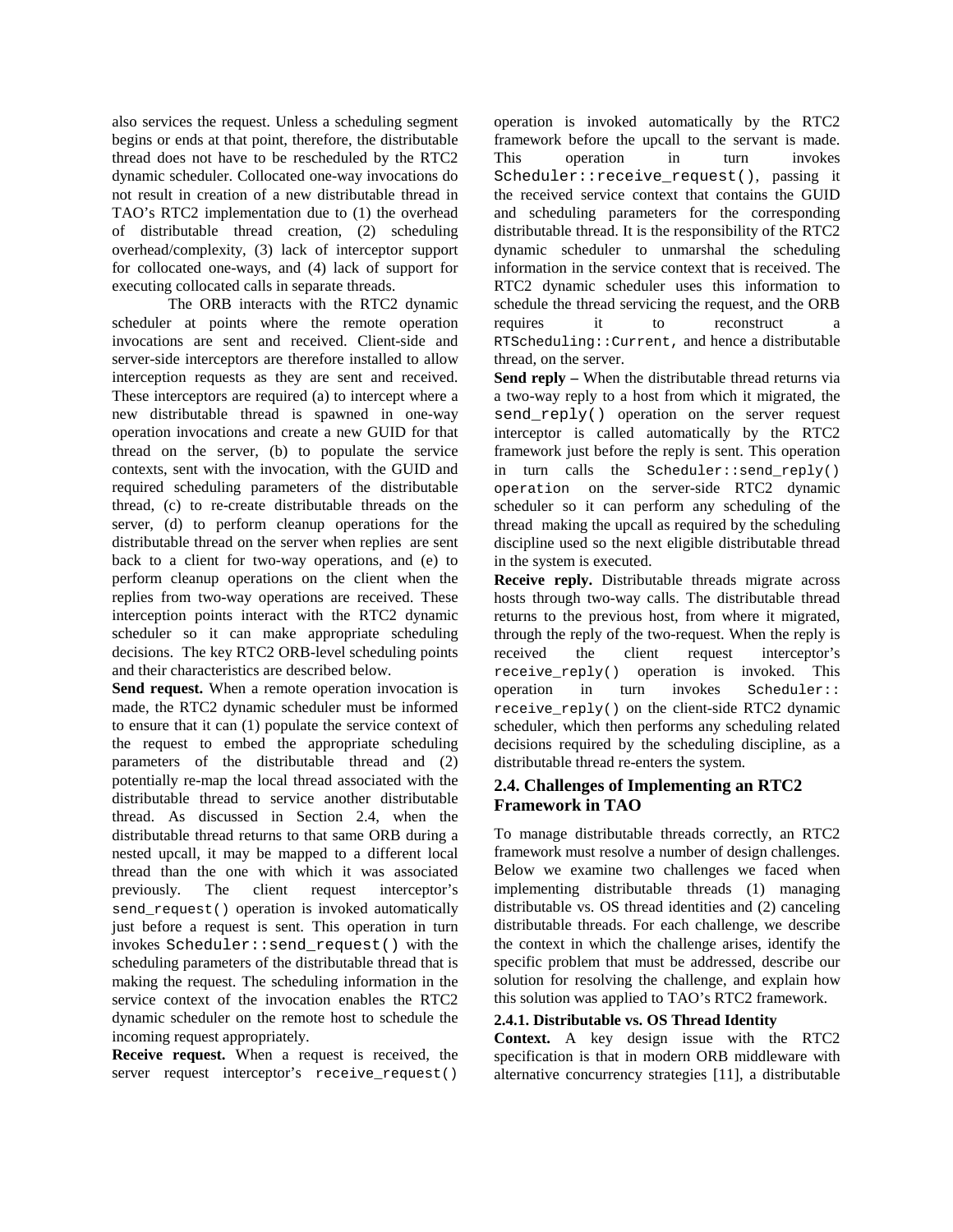also services the request. Unless a scheduling segment begins or ends at that point, therefore, the distributable thread does not have to be rescheduled by the RTC2 dynamic scheduler. Collocated one-way invocations do not result in creation of a new distributable thread in TAO's RTC2 implementation due to (1) the overhead of distributable thread creation, (2) scheduling overhead/complexity, (3) lack of interceptor support for collocated one-ways, and (4) lack of support for executing collocated calls in separate threads.

The ORB interacts with the RTC2 dynamic scheduler at points where the remote operation invocations are sent and received. Client-side and server-side interceptors are therefore installed to allow interception requests as they are sent and received. These interceptors are required (a) to intercept where a new distributable thread is spawned in one-way operation invocations and create a new GUID for that thread on the server, (b) to populate the service contexts, sent with the invocation, with the GUID and required scheduling parameters of the distributable thread, (c) to re-create distributable threads on the server, (d) to perform cleanup operations for the distributable thread on the server when replies are sent back to a client for two-way operations, and (e) to perform cleanup operations on the client when the replies from two-way operations are received. These interception points interact with the RTC2 dynamic scheduler so it can make appropriate scheduling decisions. The key RTC2 ORB-level scheduling points and their characteristics are described below.

**Send request.** When a remote operation invocation is made, the RTC2 dynamic scheduler must be informed to ensure that it can (1) populate the service context of the request to embed the appropriate scheduling parameters of the distributable thread and (2) potentially re-map the local thread associated with the distributable thread to service another distributable thread. As discussed in Section 2.4, when the distributable thread returns to that same ORB during a nested upcall, it may be mapped to a different local thread than the one with which it was associated previously. The client request interceptor's `send_request()` operation is invoked automatically just before a request is sent. This operation in turn invokes `Scheduler::send_request()` with the scheduling parameters of the distributable thread that is making the request. The scheduling information in the service context of the invocation enables the RTC2 dynamic scheduler on the remote host to schedule the incoming request appropriately.

**Receive request.** When a request is received, the server request interceptor's `receive_request()` operation is invoked automatically by the RTC2 framework before the upcall to the servant is made. This operation in turn invokes `Scheduler::receive_request()`, passing it the received service context that contains the GUID and scheduling parameters for the corresponding distributable thread. It is the responsibility of the RTC2 dynamic scheduler to unmarshal the scheduling information in the service context that is received. The RTC2 dynamic scheduler uses this information to schedule the thread servicing the request, and the ORB requires it to reconstruct a `RTScheduling::Current`, and hence a distributable thread, on the server.

**Send reply –** When the distributable thread returns via a two-way reply to a host from which it migrated, the `send_reply()` operation on the server request interceptor is called automatically by the RTC2 framework just before the reply is sent. This operation in turn calls the `Scheduler::send_reply() operation` on the server-side RTC2 dynamic scheduler so it can perform any scheduling of the thread making the upcall as required by the scheduling discipline used so the next eligible distributable thread in the system is executed.

**Receive reply.** Distributable threads migrate across hosts through two-way calls. The distributable thread returns to the previous host, from where it migrated, through the reply of the two-request. When the reply is received the client request interceptor's `receive_reply()` operation is invoked. This operation in turn invokes `Scheduler:: receive_reply()` on the client-side RTC2 dynamic scheduler, which then performs any scheduling related decisions required by the scheduling discipline, as a distributable thread re-enters the system.

## 2.4. Challenges of Implementing an RTC2 Framework in TAO

To manage distributable threads correctly, an RTC2 framework must resolve a number of design challenges. Below we examine two challenges we faced when implementing distributable threads (1) managing distributable vs. OS thread identities and (2) canceling distributable threads. For each challenge, we describe the context in which the challenge arises, identify the specific problem that must be addressed, describe our solution for resolving the challenge, and explain how this solution was applied to TAO's RTC2 framework.

### 2.4.1. Distributable vs. OS Thread Identity

**Context.** A key design issue with the RTC2 specification is that in modern ORB middleware with alternative concurrency strategies [11], a distributable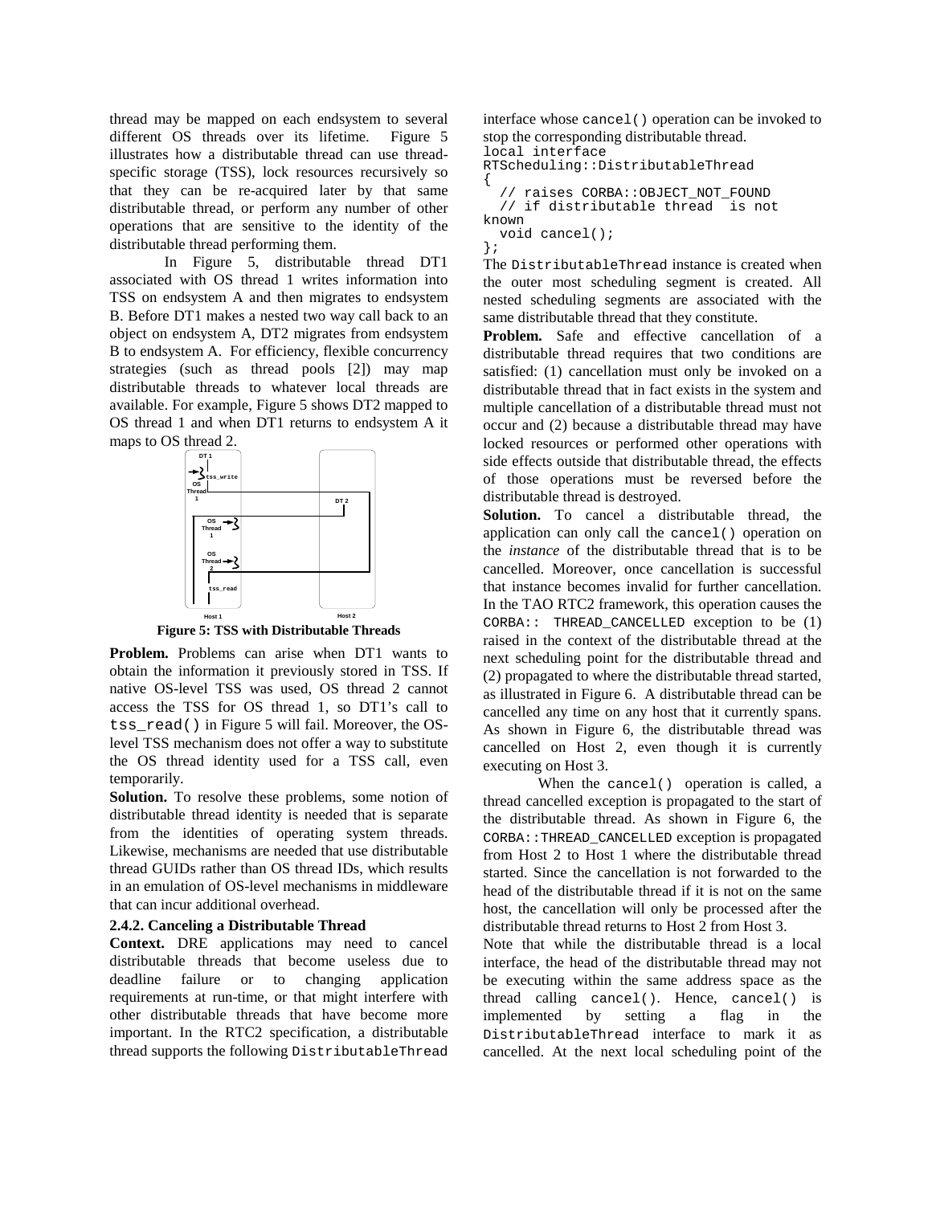thread may be mapped on each endsystem to several different OS threads over its lifetime. Figure 5 illustrates how a distributable thread can use thread-specific storage (TSS), lock resources recursively so that they can be re-acquired later by that same distributable thread, or perform any number of other operations that are sensitive to the identity of the distributable thread performing them.

In Figure 5, distributable thread DT1 associated with OS thread 1 writes information into TSS on endsystem A and then migrates to endsystem B. Before DT1 makes a nested two way call back to an object on endsystem A, DT2 migrates from endsystem B to endsystem A. For efficiency, flexible concurrency strategies (such as thread pools [2]) may map distributable threads to whatever local threads are available. For example, Figure 5 shows DT2 mapped to OS thread 1 and when DT1 returns to endsystem A it maps to OS thread 2.

**Figure 5: TSS with Distributable Threads**

**Problem.** Problems can arise when DT1 wants to obtain the information it previously stored in TSS. If native OS-level TSS was used, OS thread 2 cannot access the TSS for OS thread 1, so DT1's call to `tss_read()` in Figure 5 will fail. Moreover, the OS-level TSS mechanism does not offer a way to substitute the OS thread identity used for a TSS call, even temporarily.

**Solution.** To resolve these problems, some notion of distributable thread identity is needed that is separate from the identities of operating system threads. Likewise, mechanisms are needed that use distributable thread GUIDs rather than OS thread IDs, which results in an emulation of OS-level mechanisms in middleware that can incur additional overhead.

### 2.4.2. Canceling a Distributable Thread

**Context.** DRE applications may need to cancel distributable threads that become useless due to deadline failure or to changing application requirements at run-time, or that might interfere with other distributable threads that have become more important. In the RTC2 specification, a distributable thread supports the following `DistributableThread` interface whose `cancel()` operation can be invoked to stop the corresponding distributable thread.

```
local interface
RTScheduling::DistributableThread
{
  // raises CORBA::OBJECT_NOT_FOUND
  // if distributable thread  is not
known
  void cancel();
};
```

The `DistributableThread` instance is created when the outer most scheduling segment is created. All nested scheduling segments are associated with the same distributable thread that they constitute.

**Problem.** Safe and effective cancellation of a distributable thread requires that two conditions are satisfied: (1) cancellation must only be invoked on a distributable thread that in fact exists in the system and multiple cancellation of a distributable thread must not occur and (2) because a distributable thread may have locked resources or performed other operations with side effects outside that distributable thread, the effects of those operations must be reversed before the distributable thread is destroyed.

**Solution.** To cancel a distributable thread, the application can only call the `cancel()` operation on the *instance* of the distributable thread that is to be cancelled. Moreover, once cancellation is successful that instance becomes invalid for further cancellation. In the TAO RTC2 framework, this operation causes the `CORBA:: THREAD_CANCELLED` exception to be (1) raised in the context of the distributable thread at the next scheduling point for the distributable thread and (2) propagated to where the distributable thread started, as illustrated in Figure 6. A distributable thread can be cancelled any time on any host that it currently spans. As shown in Figure 6, the distributable thread was cancelled on Host 2, even though it is currently executing on Host 3.

When the `cancel()` operation is called, a thread cancelled exception is propagated to the start of the distributable thread. As shown in Figure 6, the `CORBA::THREAD_CANCELLED` exception is propagated from Host 2 to Host 1 where the distributable thread started. Since the cancellation is not forwarded to the head of the distributable thread if it is not on the same host, the cancellation will only be processed after the distributable thread returns to Host 2 from Host 3.

Note that while the distributable thread is a local interface, the head of the distributable thread may not be executing within the same address space as the thread calling `cancel()`. Hence, `cancel()` is implemented by setting a flag in the `DistributableThread` interface to mark it as cancelled. At the next local scheduling point of the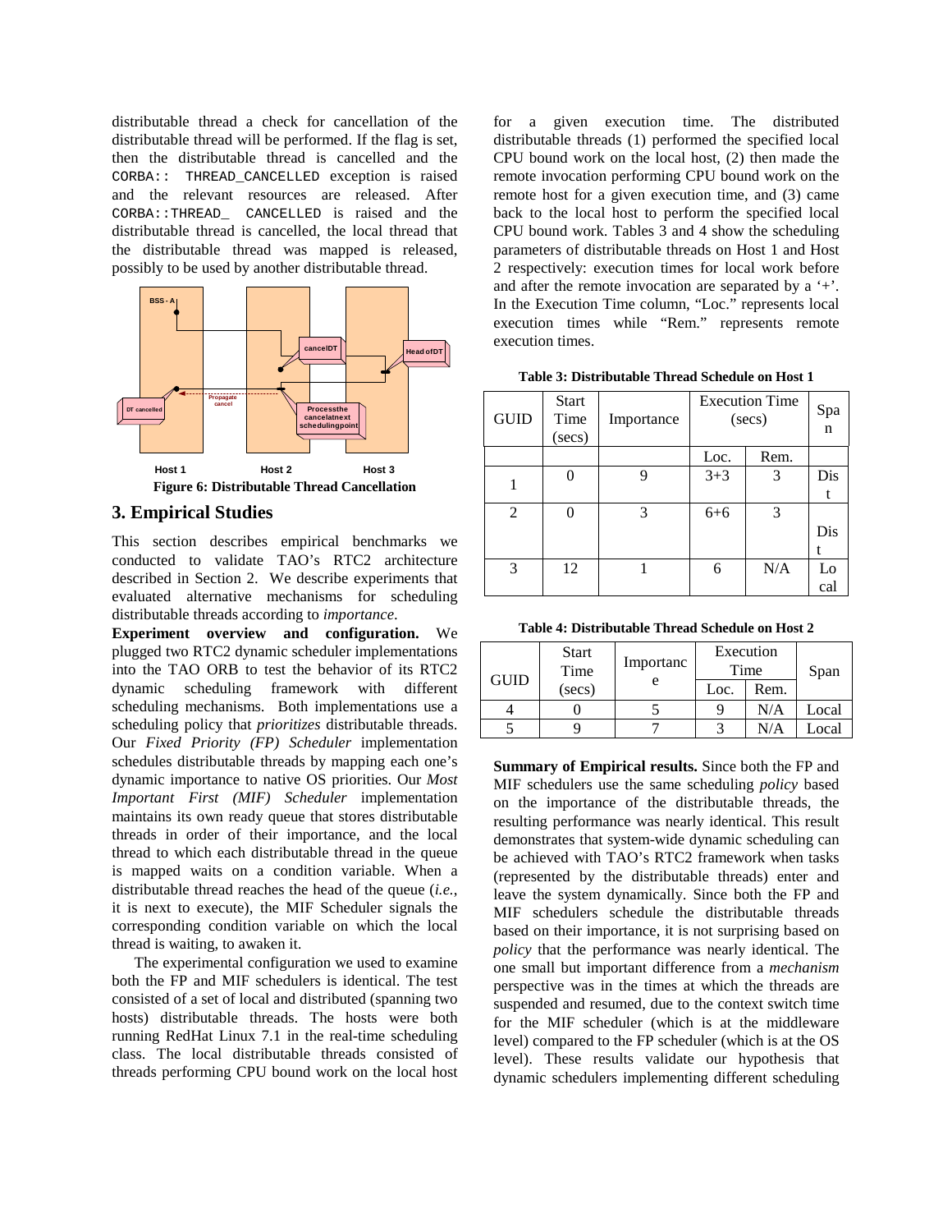distributable thread a check for cancellation of the distributable thread will be performed. If the flag is set, then the distributable thread is cancelled and the CORBA:: THREAD_CANCELLED exception is raised and the relevant resources are released. After CORBA::THREAD_ CANCELLED is raised and the distributable thread is cancelled, the local thread that the distributable thread was mapped is released, possibly to be used by another distributable thread.

**Figure 6: Distributable Thread Cancellation**

## 3. Empirical Studies

This section describes empirical benchmarks we conducted to validate TAO's RTC2 architecture described in Section 2. We describe experiments that evaluated alternative mechanisms for scheduling distributable threads according to *importance*.

**Experiment overview and configuration.** We plugged two RTC2 dynamic scheduler implementations into the TAO ORB to test the behavior of its RTC2 dynamic scheduling framework with different scheduling mechanisms. Both implementations use a scheduling policy that *prioritizes* distributable threads. Our *Fixed Priority (FP) Scheduler* implementation schedules distributable threads by mapping each one's dynamic importance to native OS priorities. Our *Most Important First (MIF) Scheduler* implementation maintains its own ready queue that stores distributable threads in order of their importance, and the local thread to which each distributable thread in the queue is mapped waits on a condition variable. When a distributable thread reaches the head of the queue (*i.e.*, it is next to execute), the MIF Scheduler signals the corresponding condition variable on which the local thread is waiting, to awaken it.

The experimental configuration we used to examine both the FP and MIF schedulers is identical. The test consisted of a set of local and distributed (spanning two hosts) distributable threads. The hosts were both running RedHat Linux 7.1 in the real-time scheduling class. The local distributable threads consisted of threads performing CPU bound work on the local host for a given execution time. The distributed distributable threads (1) performed the specified local CPU bound work on the local host, (2) then made the remote invocation performing CPU bound work on the remote host for a given execution time, and (3) came back to the local host to perform the specified local CPU bound work. Tables 3 and 4 show the scheduling parameters of distributable threads on Host 1 and Host 2 respectively: execution times for local work before and after the remote invocation are separated by a '+'. In the Execution Time column, "Loc." represents local execution times while "Rem." represents remote execution times.

**Table 3: Distributable Thread Schedule on Host 1**

| GUID | Start Time (secs) | Importance | Execution Time (secs) | | Span |
|---|---|---|---|---|---|
| | | | Loc. | Rem. | |
| 1 | 0 | 9 | 3+3 | 3 | Dist |
| 2 | 0 | 3 | 6+6 | 3 | Dist |
| 3 | 12 | 1 | 6 | N/A | Local |

**Table 4: Distributable Thread Schedule on Host 2**

| GUID | Start Time (secs) | Importance | Execution Time | | Span |
|---|---|---|---|---|---|
| | | | Loc. | Rem. | |
| 4 | 0 | 5 | 9 | N/A | Local |
| 5 | 9 | 7 | 3 | N/A | Local |

**Summary of Empirical results.** Since both the FP and MIF schedulers use the same scheduling *policy* based on the importance of the distributable threads, the resulting performance was nearly identical. This result demonstrates that system-wide dynamic scheduling can be achieved with TAO's RTC2 framework when tasks (represented by the distributable threads) enter and leave the system dynamically. Since both the FP and MIF schedulers schedule the distributable threads based on their importance, it is not surprising based on *policy* that the performance was nearly identical. The one small but important difference from a *mechanism* perspective was in the times at which the threads are suspended and resumed, due to the context switch time for the MIF scheduler (which is at the middleware level) compared to the FP scheduler (which is at the OS level). These results validate our hypothesis that dynamic schedulers implementing different scheduling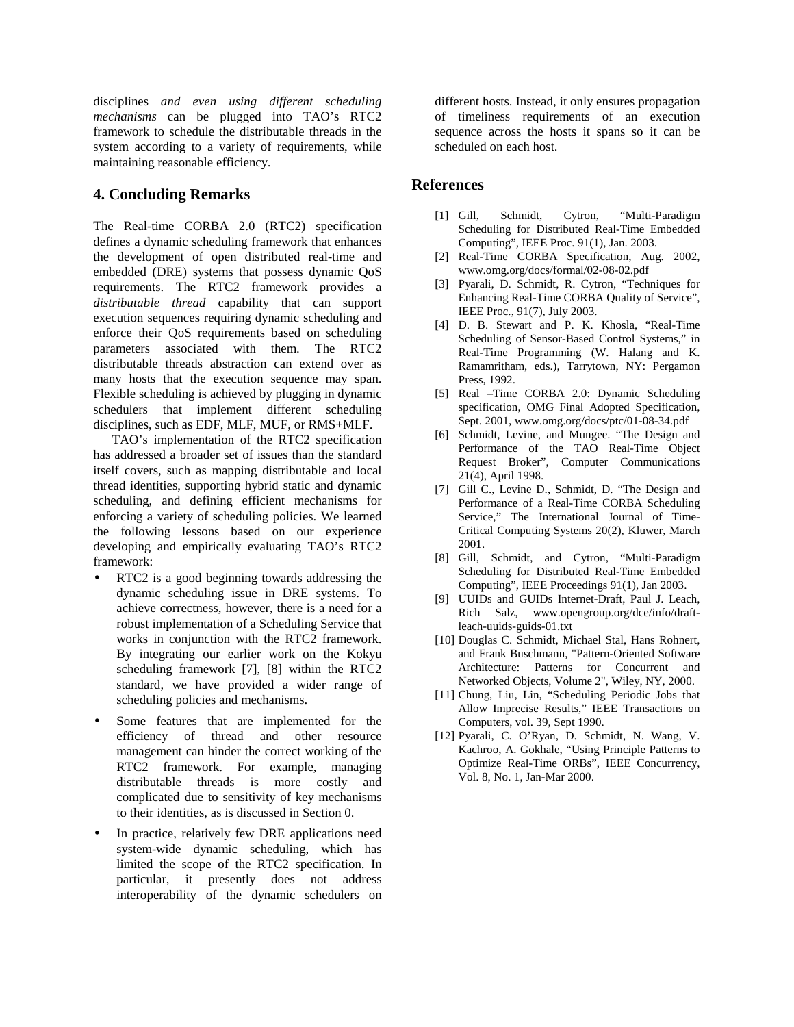disciplines *and even using different scheduling mechanisms* can be plugged into TAO's RTC2 framework to schedule the distributable threads in the system according to a variety of requirements, while maintaining reasonable efficiency.

## 4. Concluding Remarks

The Real-time CORBA 2.0 (RTC2) specification defines a dynamic scheduling framework that enhances the development of open distributed real-time and embedded (DRE) systems that possess dynamic QoS requirements. The RTC2 framework provides a *distributable thread* capability that can support execution sequences requiring dynamic scheduling and enforce their QoS requirements based on scheduling parameters associated with them. The RTC2 distributable threads abstraction can extend over as many hosts that the execution sequence may span. Flexible scheduling is achieved by plugging in dynamic schedulers that implement different scheduling disciplines, such as EDF, MLF, MUF, or RMS+MLF.

TAO's implementation of the RTC2 specification has addressed a broader set of issues than the standard itself covers, such as mapping distributable and local thread identities, supporting hybrid static and dynamic scheduling, and defining efficient mechanisms for enforcing a variety of scheduling policies. We learned the following lessons based on our experience developing and empirically evaluating TAO's RTC2 framework:

- RTC2 is a good beginning towards addressing the dynamic scheduling issue in DRE systems. To achieve correctness, however, there is a need for a robust implementation of a Scheduling Service that works in conjunction with the RTC2 framework. By integrating our earlier work on the Kokyu scheduling framework [7], [8] within the RTC2 standard, we have provided a wider range of scheduling policies and mechanisms.

- Some features that are implemented for the efficiency of thread and other resource management can hinder the correct working of the RTC2 framework. For example, managing distributable threads is more costly and complicated due to sensitivity of key mechanisms to their identities, as is discussed in Section 0.

- In practice, relatively few DRE applications need system-wide dynamic scheduling, which has limited the scope of the RTC2 specification. In particular, it presently does not address interoperability of the dynamic schedulers on different hosts. Instead, it only ensures propagation of timeliness requirements of an execution sequence across the hosts it spans so it can be scheduled on each host.

## References

[1] Gill, Schmidt, Cytron, "Multi-Paradigm Scheduling for Distributed Real-Time Embedded Computing", IEEE Proc. 91(1), Jan. 2003.

[2] Real-Time CORBA Specification, Aug. 2002, www.omg.org/docs/formal/02-08-02.pdf

[3] Pyarali, D. Schmidt, R. Cytron, "Techniques for Enhancing Real-Time CORBA Quality of Service", IEEE Proc., 91(7), July 2003.

[4] D. B. Stewart and P. K. Khosla, "Real-Time Scheduling of Sensor-Based Control Systems," in Real-Time Programming (W. Halang and K. Ramamritham, eds.), Tarrytown, NY: Pergamon Press, 1992.

[5] Real –Time CORBA 2.0: Dynamic Scheduling specification, OMG Final Adopted Specification, Sept. 2001, www.omg.org/docs/ptc/01-08-34.pdf

[6] Schmidt, Levine, and Mungee. "The Design and Performance of the TAO Real-Time Object Request Broker", Computer Communications 21(4), April 1998.

[7] Gill C., Levine D., Schmidt, D. "The Design and Performance of a Real-Time CORBA Scheduling Service," The International Journal of Time-Critical Computing Systems 20(2), Kluwer, March 2001.

[8] Gill, Schmidt, and Cytron, "Multi-Paradigm Scheduling for Distributed Real-Time Embedded Computing", IEEE Proceedings 91(1), Jan 2003.

[9] UUIDs and GUIDs Internet-Draft, Paul J. Leach, Rich Salz, www.opengroup.org/dce/info/draft-leach-uuids-guids-01.txt

[10] Douglas C. Schmidt, Michael Stal, Hans Rohnert, and Frank Buschmann, "Pattern-Oriented Software Architecture: Patterns for Concurrent and Networked Objects, Volume 2", Wiley, NY, 2000.

[11] Chung, Liu, Lin, "Scheduling Periodic Jobs that Allow Imprecise Results," IEEE Transactions on Computers, vol. 39, Sept 1990.

[12] Pyarali, C. O'Ryan, D. Schmidt, N. Wang, V. Kachroo, A. Gokhale, "Using Principle Patterns to Optimize Real-Time ORBs", IEEE Concurrency, Vol. 8, No. 1, Jan-Mar 2000.